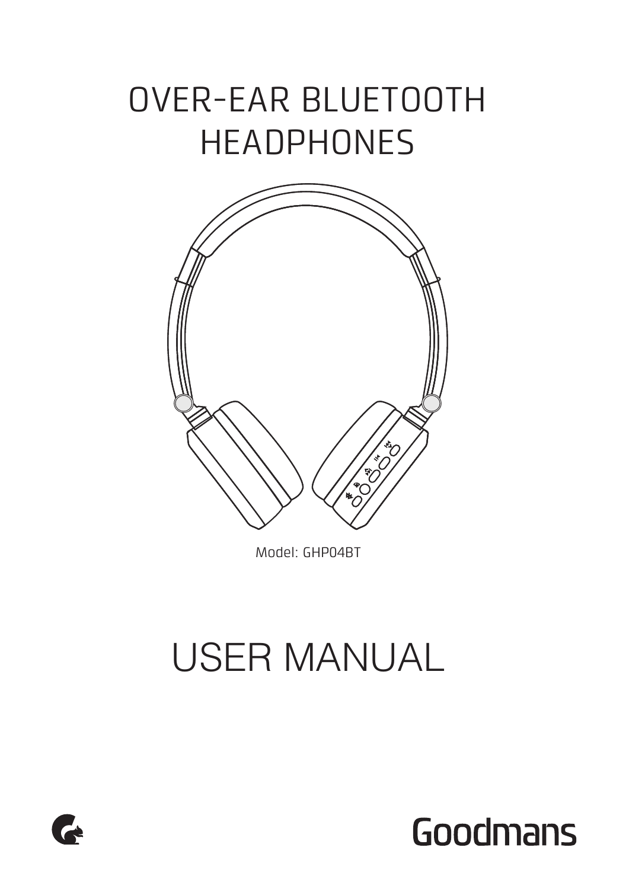# OVER-EAR BLUETOOTH HEADPHONES

Model: GHP04BT

# USER MANUAL

Goodmans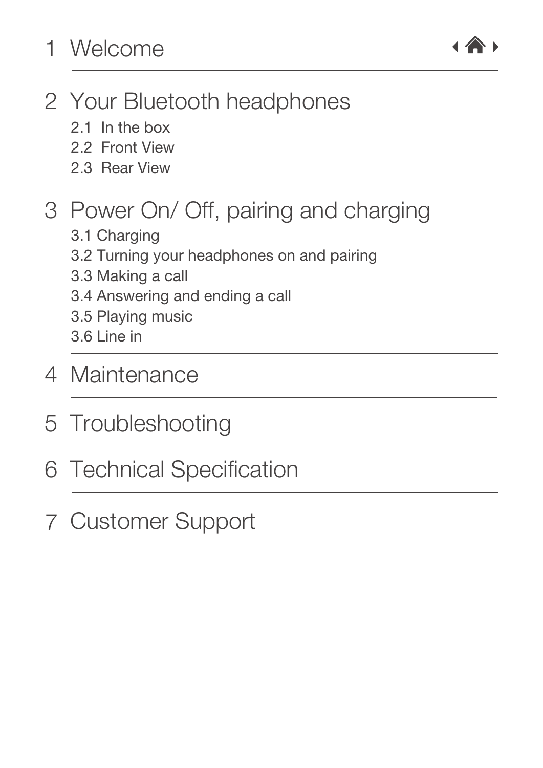# 1 Welcome

# 2 Your Bluetooth headphones

2.1 In the box
2.2 Front View
2.3 Rear View

# 3 Power On/ Off, pairing and charging

3.1 Charging
3.2 Turning your headphones on and pairing
3.3 Making a call
3.4 Answering and ending a call
3.5 Playing music
3.6 Line in

# 4 Maintenance

# 5 Troubleshooting

# 6 Technical Specification

# 7 Customer Support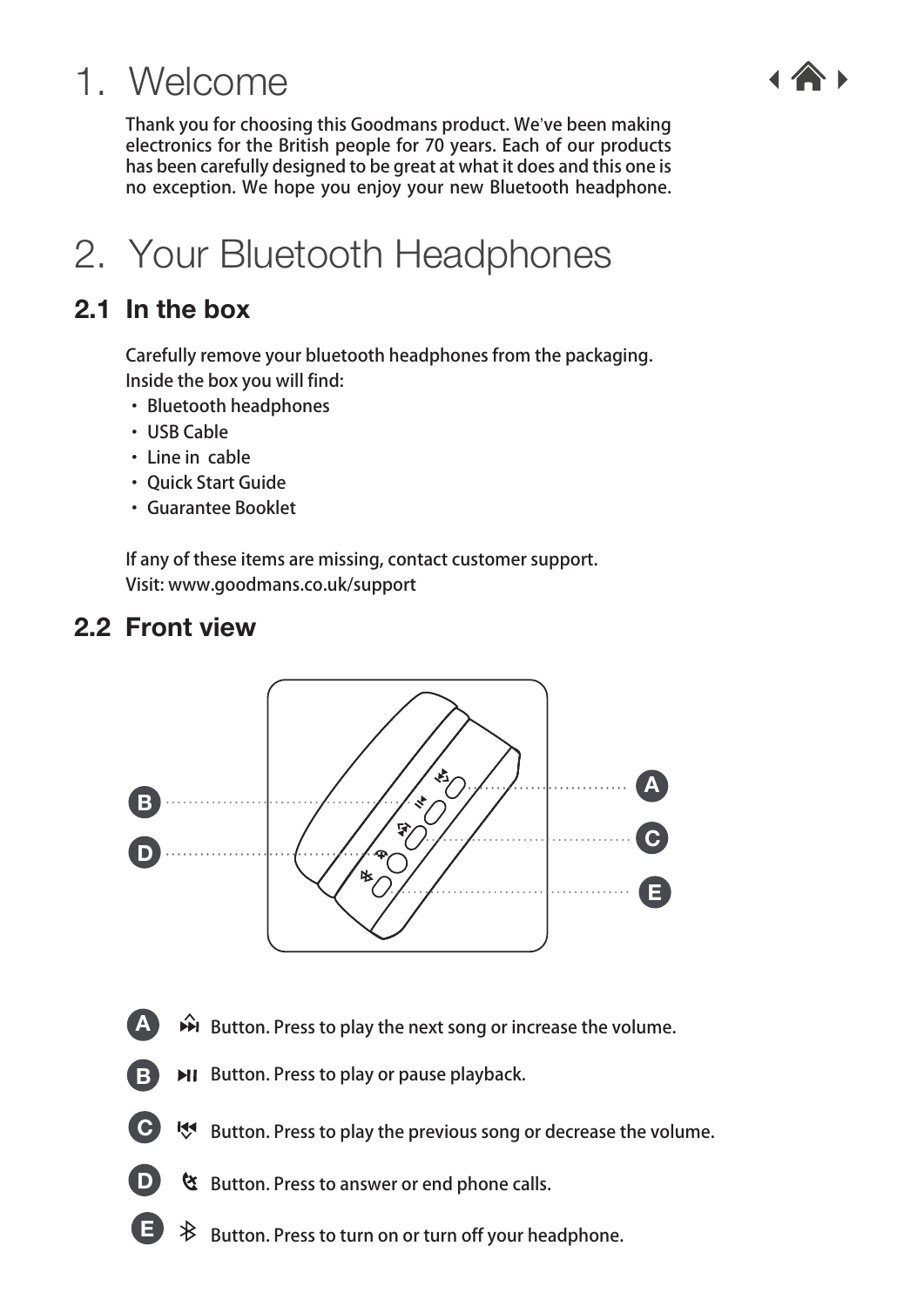# 1. Welcome

Thank you for choosing this Goodmans product. We've been making electronics for the British people for 70 years. Each of our products has been carefully designed to be great at what it does and this one is no exception. We hope you enjoy your new Bluetooth headphone.

# 2. Your Bluetooth Headphones

## 2.1 In the box

Carefully remove your bluetooth headphones from the packaging.
Inside the box you will find:

- Bluetooth headphones
- USB Cable
- Line in cable
- Quick Start Guide
- Guarantee Booklet

If any of these items are missing, contact customer support.
Visit: www.goodmans.co.uk/support

## 2.2 Front view

**A** Button. Press to play the next song or increase the volume.

**B** Button. Press to play or pause playback.

**C** Button. Press to play the previous song or decrease the volume.

**D** Button. Press to answer or end phone calls.

**E** Button. Press to turn on or turn off your headphone.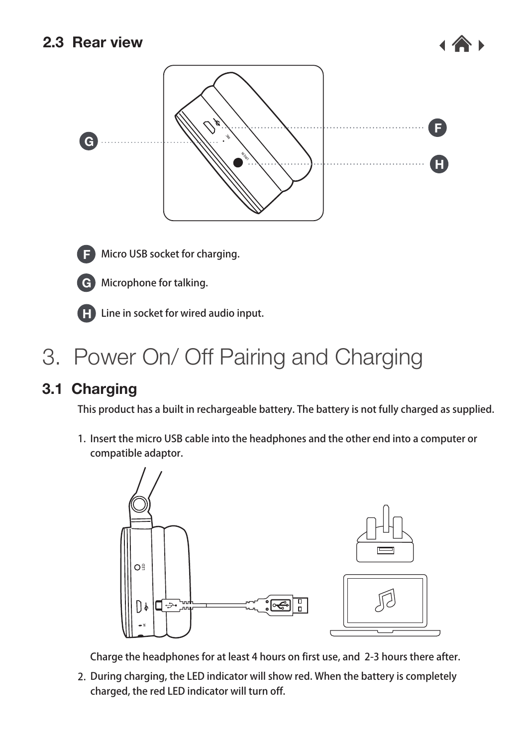## 2.3 Rear view

**F** Micro USB socket for charging.

**G** Microphone for talking.

**H** Line in socket for wired audio input.

# 3. Power On/ Off Pairing and Charging

## 3.1 Charging

This product has a built in rechargeable battery. The battery is not fully charged as supplied.

1. Insert the micro USB cable into the headphones and the other end into a computer or compatible adaptor.

   Charge the headphones for at least 4 hours on first use, and 2-3 hours there after.

2. During charging, the LED indicator will show red. When the battery is completely charged, the red LED indicator will turn off.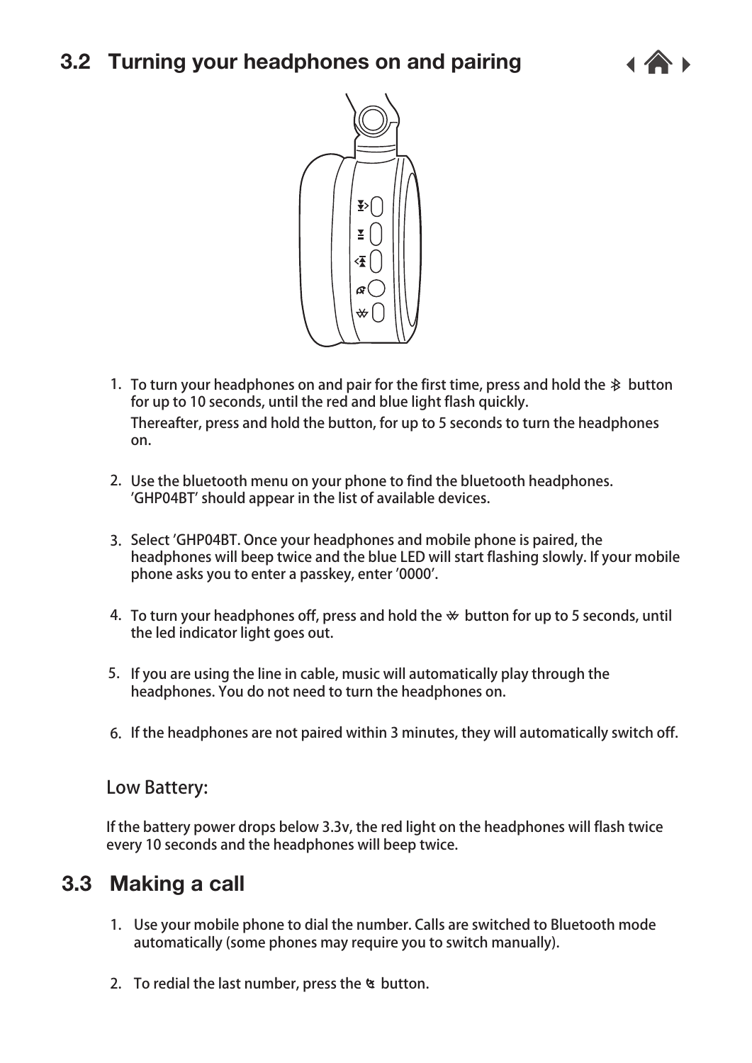## 3.2 Turning your headphones on and pairing

1. To turn your headphones on and pair for the first time, press and hold the ✱ button for up to 10 seconds, until the red and blue light flash quickly.

   Thereafter, press and hold the button, for up to 5 seconds to turn the headphones on.

2. Use the bluetooth menu on your phone to find the bluetooth headphones. 'GHP04BT' should appear in the list of available devices.

3. Select 'GHP04BT. Once your headphones and mobile phone is paired, the headphones will beep twice and the blue LED will start flashing slowly. If your mobile phone asks you to enter a passkey, enter '0000'.

4. To turn your headphones off, press and hold the ✱ button for up to 5 seconds, until the led indicator light goes out.

5. If you are using the line in cable, music will automatically play through the headphones. You do not need to turn the headphones on.

6. If the headphones are not paired within 3 minutes, they will automatically switch off.

### Low Battery:

If the battery power drops below 3.3v, the red light on the headphones will flash twice every 10 seconds and the headphones will beep twice.

## 3.3 Making a call

1. Use your mobile phone to dial the number. Calls are switched to Bluetooth mode automatically (some phones may require you to switch manually).

2. To redial the last number, press the ☏ button.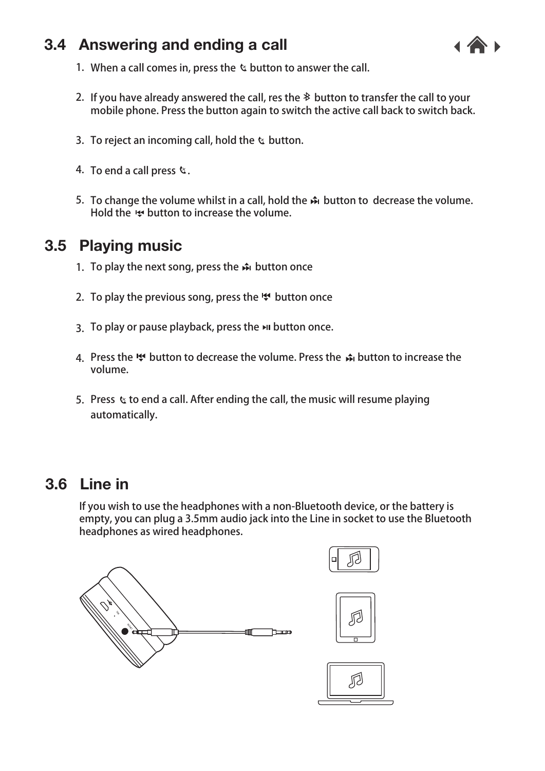## 3.4 Answering and ending a call

1. When a call comes in, press the button to answer the call.
2. If you have already answered the call, res the button to transfer the call to your mobile phone. Press the button again to switch the active call back to switch back.
3. To reject an incoming call, hold the button.
4. To end a call press .
5. To change the volume whilst in a call, hold the button to decrease the volume. Hold the button to increase the volume.

## 3.5 Playing music

1. To play the next song, press the button once
2. To play the previous song, press the button once
3. To play or pause playback, press the button once.
4. Press the button to decrease the volume. Press the button to increase the volume.
5. Press to end a call. After ending the call, the music will resume playing automatically.

## 3.6 Line in

If you wish to use the headphones with a non-Bluetooth device, or the battery is empty, you can plug a 3.5mm audio jack into the Line in socket to use the Bluetooth headphones as wired headphones.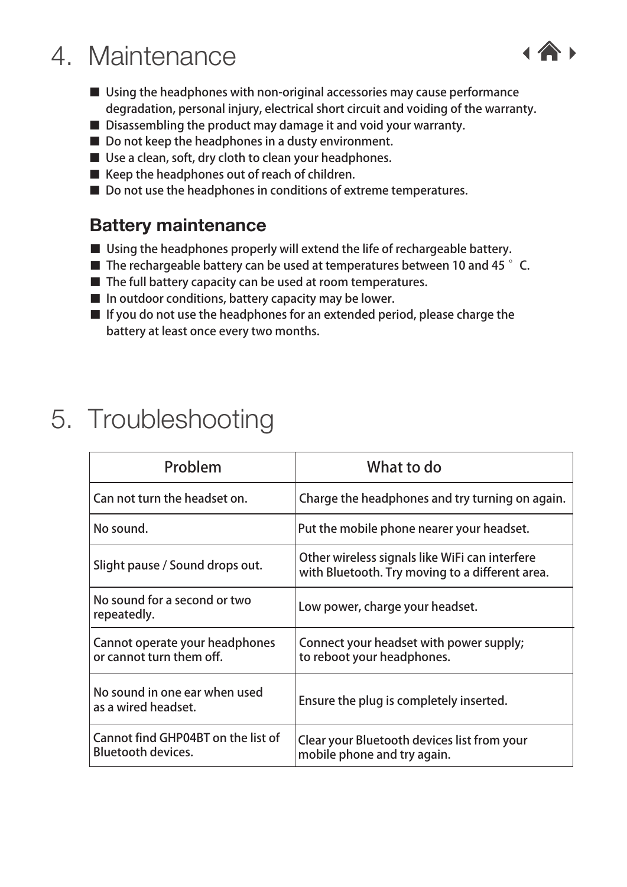# 4. Maintenance

- Using the headphones with non-original accessories may cause performance degradation, personal injury, electrical short circuit and voiding of the warranty.
- Disassembling the product may damage it and void your warranty.
- Do not keep the headphones in a dusty environment.
- Use a clean, soft, dry cloth to clean your headphones.
- Keep the headphones out of reach of children.
- Do not use the headphones in conditions of extreme temperatures.

## Battery maintenance

- Using the headphones properly will extend the life of rechargeable battery.
- The rechargeable battery can be used at temperatures between 10 and 45 ° C.
- The full battery capacity can be used at room temperatures.
- In outdoor conditions, battery capacity may be lower.
- If you do not use the headphones for an extended period, please charge the battery at least once every two months.

# 5. Troubleshooting

| Problem | What to do |
|---|---|
| Can not turn the headset on. | Charge the headphones and try turning on again. |
| No sound. | Put the mobile phone nearer your headset. |
| Slight pause / Sound drops out. | Other wireless signals like WiFi can interfere with Bluetooth. Try moving to a different area. |
| No sound for a second or two repeatedly. | Low power, charge your headset. |
| Cannot operate your headphones or cannot turn them off. | Connect your headset with power supply; to reboot your headphones. |
| No sound in one ear when used as a wired headset. | Ensure the plug is completely inserted. |
| Cannot find GHP04BT on the list of Bluetooth devices. | Clear your Bluetooth devices list from your mobile phone and try again. |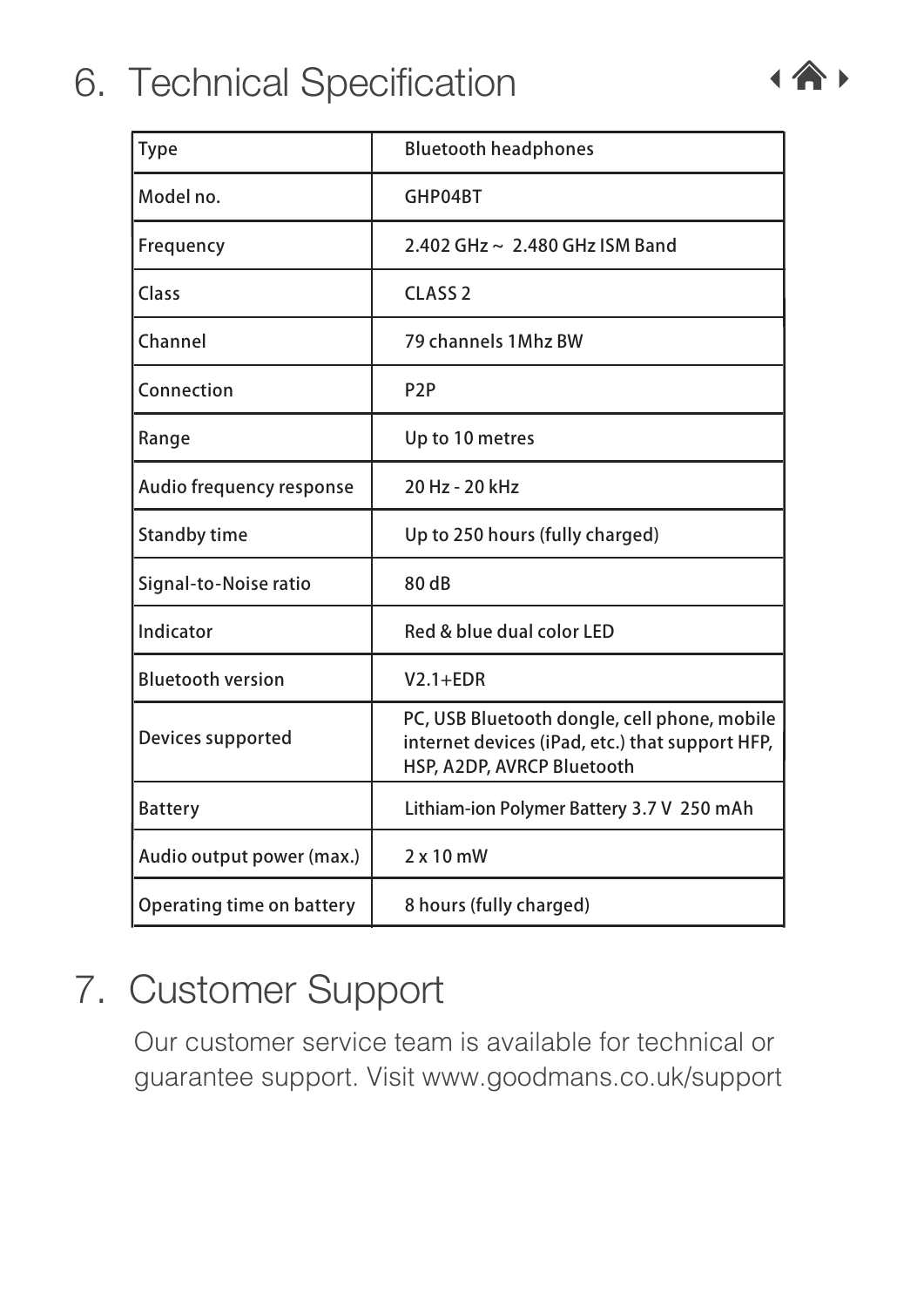# 6. Technical Specification

| | |
|---|---|
| Type | Bluetooth headphones |
| Model no. | GHP04BT |
| Frequency | 2.402 GHz ~ 2.480 GHz ISM Band |
| Class | CLASS 2 |
| Channel | 79 channels 1Mhz BW |
| Connection | P2P |
| Range | Up to 10 metres |
| Audio frequency response | 20 Hz - 20 kHz |
| Standby time | Up to 250 hours (fully charged) |
| Signal-to-Noise ratio | 80 dB |
| Indicator | Red & blue dual color LED |
| Bluetooth version | V2.1+EDR |
| Devices supported | PC, USB Bluetooth dongle, cell phone, mobile internet devices (iPad, etc.) that support HFP, HSP, A2DP, AVRCP Bluetooth |
| Battery | Lithiam-ion Polymer Battery 3.7 V 250 mAh |
| Audio output power (max.) | 2 x 10 mW |
| Operating time on battery | 8 hours (fully charged) |

# 7. Customer Support

Our customer service team is available for technical or guarantee support. Visit www.goodmans.co.uk/support